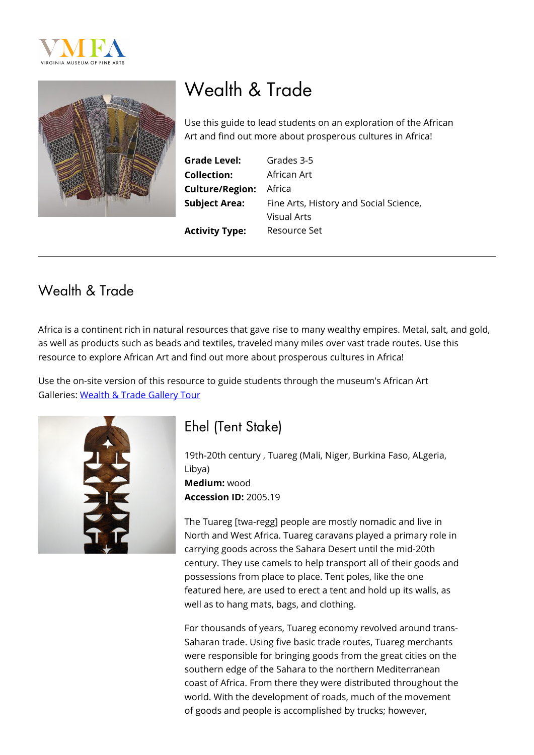# Wealth & Trade

Use this guide to lead students on an exploration of the African Art and find out more about prosperous cultures in Africa!

**Grade Level:** Grades 3-5
**Collection:** African Art
**Culture/Region:** Africa
**Subject Area:** Fine Arts, History and Social Science, Visual Arts
**Activity Type:** Resource Set

---

## Wealth & Trade

Africa is a continent rich in natural resources that gave rise to many wealthy empires. Metal, salt, and gold, as well as products such as beads and textiles, traveled many miles over vast trade routes. Use this resource to explore African Art and find out more about prosperous cultures in Africa!

Use the on-site version of this resource to guide students through the museum's African Art Galleries: Wealth & Trade Gallery Tour

### Ehel (Tent Stake)

19th-20th century , Tuareg (Mali, Niger, Burkina Faso, ALgeria, Libya)
**Medium:** wood
**Accession ID:** 2005.19

The Tuareg [twa-regg] people are mostly nomadic and live in North and West Africa. Tuareg caravans played a primary role in carrying goods across the Sahara Desert until the mid-20th century. They use camels to help transport all of their goods and possessions from place to place. Tent poles, like the one featured here, are used to erect a tent and hold up its walls, as well as to hang mats, bags, and clothing.

For thousands of years, Tuareg economy revolved around trans-Saharan trade. Using five basic trade routes, Tuareg merchants were responsible for bringing goods from the great cities on the southern edge of the Sahara to the northern Mediterranean coast of Africa. From there they were distributed throughout the world. With the development of roads, much of the movement of goods and people is accomplished by trucks; however,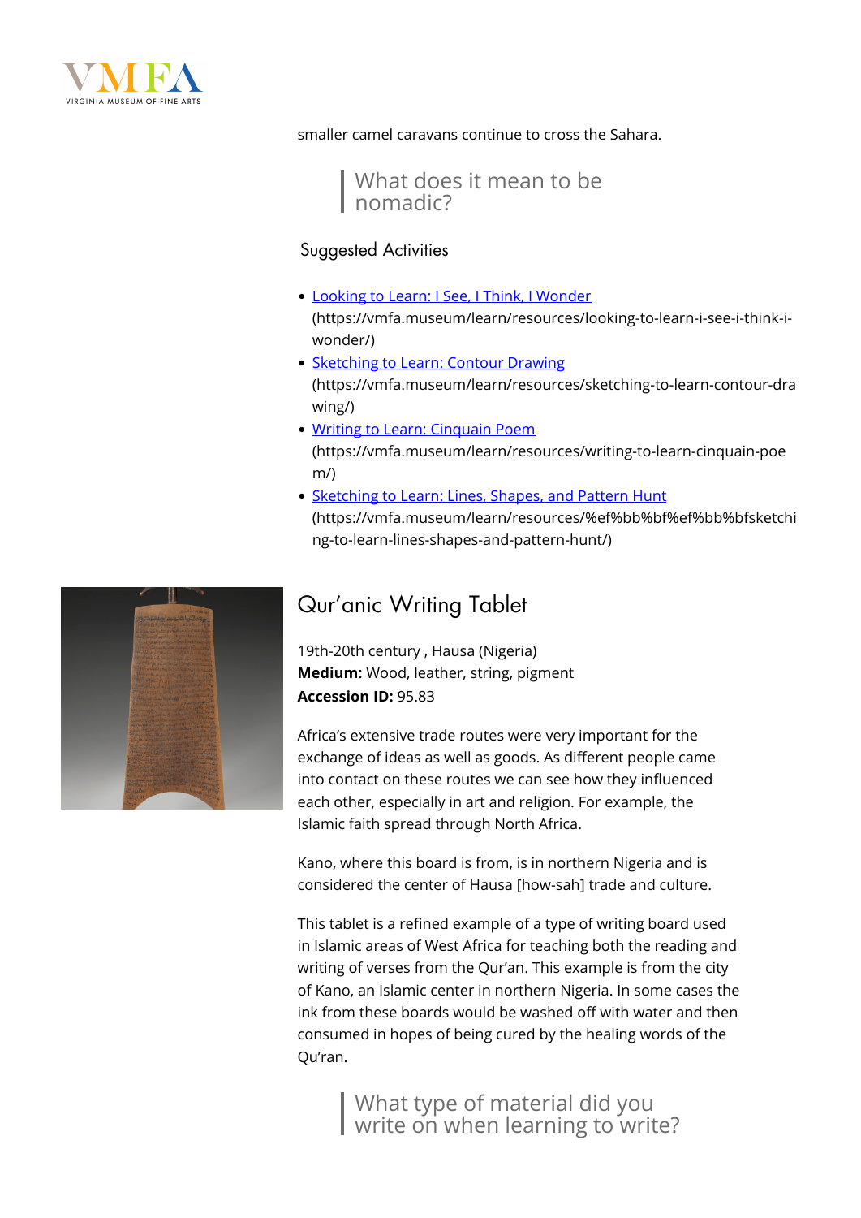smaller camel caravans continue to cross the Sahara.

> What does it mean to be nomadic?

### Suggested Activities

- [Looking to Learn: I See, I Think, I Wonder](https://vmfa.museum/learn/resources/looking-to-learn-i-see-i-think-i-wonder/) (https://vmfa.museum/learn/resources/looking-to-learn-i-see-i-think-i-wonder/)
- [Sketching to Learn: Contour Drawing](https://vmfa.museum/learn/resources/sketching-to-learn-contour-drawing/) (https://vmfa.museum/learn/resources/sketching-to-learn-contour-drawing/)
- [Writing to Learn: Cinquain Poem](https://vmfa.museum/learn/resources/writing-to-learn-cinquain-poem/) (https://vmfa.museum/learn/resources/writing-to-learn-cinquain-poem/)
- [Sketching to Learn: Lines, Shapes, and Pattern Hunt](https://vmfa.museum/learn/resources/%ef%bb%bf%ef%bb%bfsketching-to-learn-lines-shapes-and-pattern-hunt/) (https://vmfa.museum/learn/resources/%ef%bb%bf%ef%bb%bfsketching-to-learn-lines-shapes-and-pattern-hunt/)

## Qur'anic Writing Tablet

19th-20th century , Hausa (Nigeria)
**Medium:** Wood, leather, string, pigment
**Accession ID:** 95.83

Africa's extensive trade routes were very important for the exchange of ideas as well as goods. As different people came into contact on these routes we can see how they influenced each other, especially in art and religion. For example, the Islamic faith spread through North Africa.

Kano, where this board is from, is in northern Nigeria and is considered the center of Hausa [how-sah] trade and culture.

This tablet is a refined example of a type of writing board used in Islamic areas of West Africa for teaching both the reading and writing of verses from the Qur'an. This example is from the city of Kano, an Islamic center in northern Nigeria. In some cases the ink from these boards would be washed off with water and then consumed in hopes of being cured by the healing words of the Qu'ran.

> What type of material did you write on when learning to write?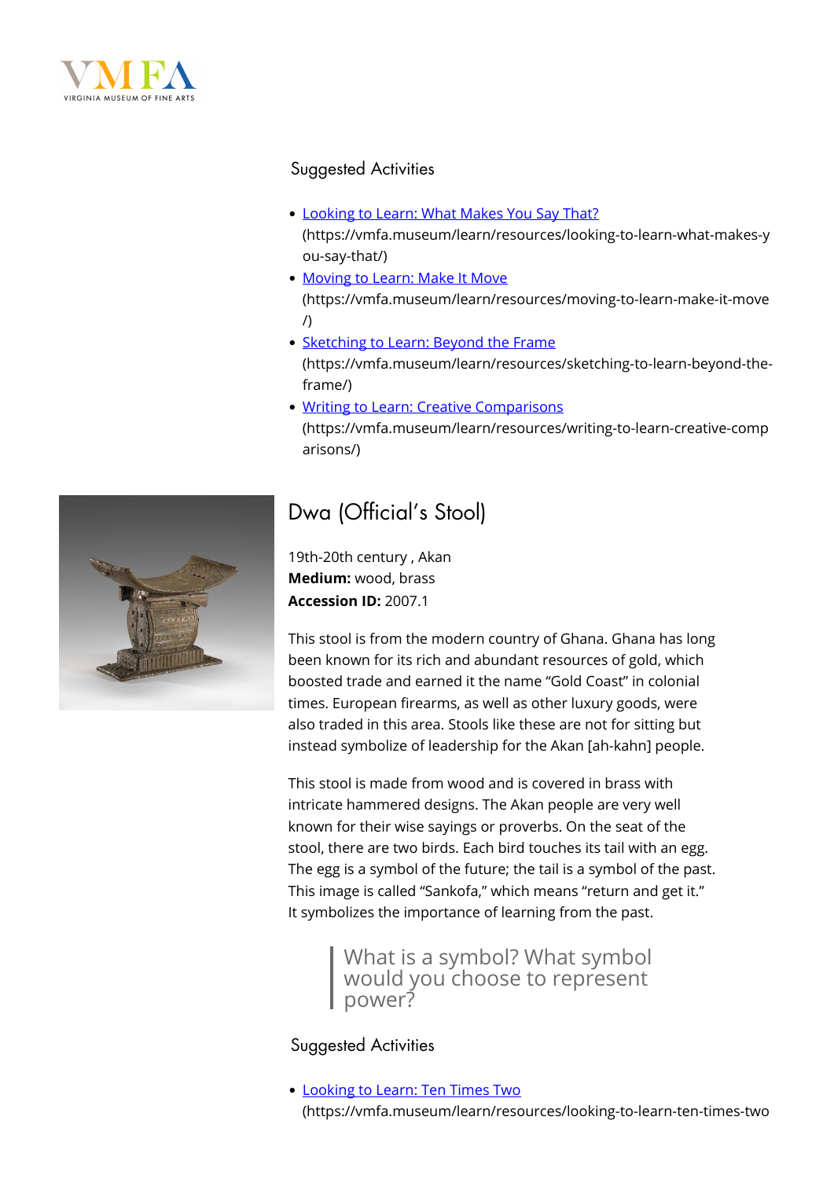## Suggested Activities

- [Looking to Learn: What Makes You Say That?](https://vmfa.museum/learn/resources/looking-to-learn-what-makes-you-say-that/) (https://vmfa.museum/learn/resources/looking-to-learn-what-makes-you-say-that/)
- [Moving to Learn: Make It Move](https://vmfa.museum/learn/resources/moving-to-learn-make-it-move/) (https://vmfa.museum/learn/resources/moving-to-learn-make-it-move/)
- [Sketching to Learn: Beyond the Frame](https://vmfa.museum/learn/resources/sketching-to-learn-beyond-the-frame/) (https://vmfa.museum/learn/resources/sketching-to-learn-beyond-the-frame/)
- [Writing to Learn: Creative Comparisons](https://vmfa.museum/learn/resources/writing-to-learn-creative-comparisons/) (https://vmfa.museum/learn/resources/writing-to-learn-creative-comparisons/)

## Dwa (Official's Stool)

19th-20th century , Akan
**Medium:** wood, brass
**Accession ID:** 2007.1

This stool is from the modern country of Ghana. Ghana has long been known for its rich and abundant resources of gold, which boosted trade and earned it the name "Gold Coast" in colonial times. European firearms, as well as other luxury goods, were also traded in this area. Stools like these are not for sitting but instead symbolize of leadership for the Akan [ah-kahn] people.

This stool is made from wood and is covered in brass with intricate hammered designs. The Akan people are very well known for their wise sayings or proverbs. On the seat of the stool, there are two birds. Each bird touches its tail with an egg. The egg is a symbol of the future; the tail is a symbol of the past. This image is called "Sankofa," which means "return and get it." It symbolizes the importance of learning from the past.

> What is a symbol? What symbol would you choose to represent power?

## Suggested Activities

- [Looking to Learn: Ten Times Two](https://vmfa.museum/learn/resources/looking-to-learn-ten-times-two) (https://vmfa.museum/learn/resources/looking-to-learn-ten-times-two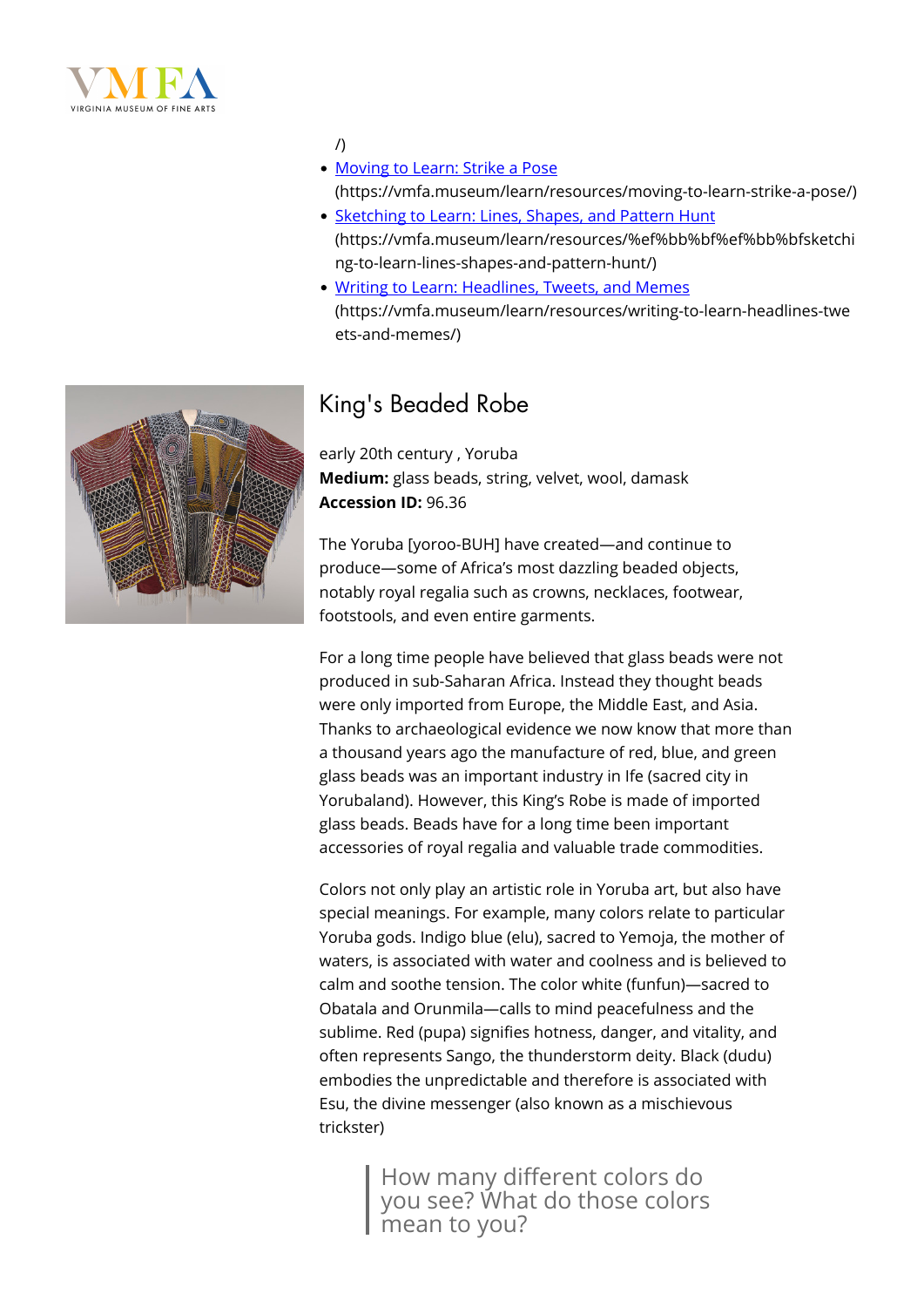/)

- [Moving to Learn: Strike a Pose](https://vmfa.museum/learn/resources/moving-to-learn-strike-a-pose/) (https://vmfa.museum/learn/resources/moving-to-learn-strike-a-pose/)
- [Sketching to Learn: Lines, Shapes, and Pattern Hunt](https://vmfa.museum/learn/resources/%ef%bb%bf%ef%bb%bfsketching-to-learn-lines-shapes-and-pattern-hunt/) (https://vmfa.museum/learn/resources/%ef%bb%bf%ef%bb%bfsketching-to-learn-lines-shapes-and-pattern-hunt/)
- [Writing to Learn: Headlines, Tweets, and Memes](https://vmfa.museum/learn/resources/writing-to-learn-headlines-tweets-and-memes/) (https://vmfa.museum/learn/resources/writing-to-learn-headlines-tweets-and-memes/)

## King's Beaded Robe

early 20th century , Yoruba
**Medium:** glass beads, string, velvet, wool, damask
**Accession ID:** 96.36

The Yoruba [yoroo-BUH] have created—and continue to produce—some of Africa's most dazzling beaded objects, notably royal regalia such as crowns, necklaces, footwear, footstools, and even entire garments.

For a long time people have believed that glass beads were not produced in sub-Saharan Africa. Instead they thought beads were only imported from Europe, the Middle East, and Asia. Thanks to archaeological evidence we now know that more than a thousand years ago the manufacture of red, blue, and green glass beads was an important industry in Ife (sacred city in Yorubaland). However, this King's Robe is made of imported glass beads. Beads have for a long time been important accessories of royal regalia and valuable trade commodities.

Colors not only play an artistic role in Yoruba art, but also have special meanings. For example, many colors relate to particular Yoruba gods. Indigo blue (elu), sacred to Yemoja, the mother of waters, is associated with water and coolness and is believed to calm and soothe tension. The color white (funfun)—sacred to Obatala and Orunmila—calls to mind peacefulness and the sublime. Red (pupa) signifies hotness, danger, and vitality, and often represents Sango, the thunderstorm deity. Black (dudu) embodies the unpredictable and therefore is associated with Esu, the divine messenger (also known as a mischievous trickster)

> How many different colors do you see? What do those colors mean to you?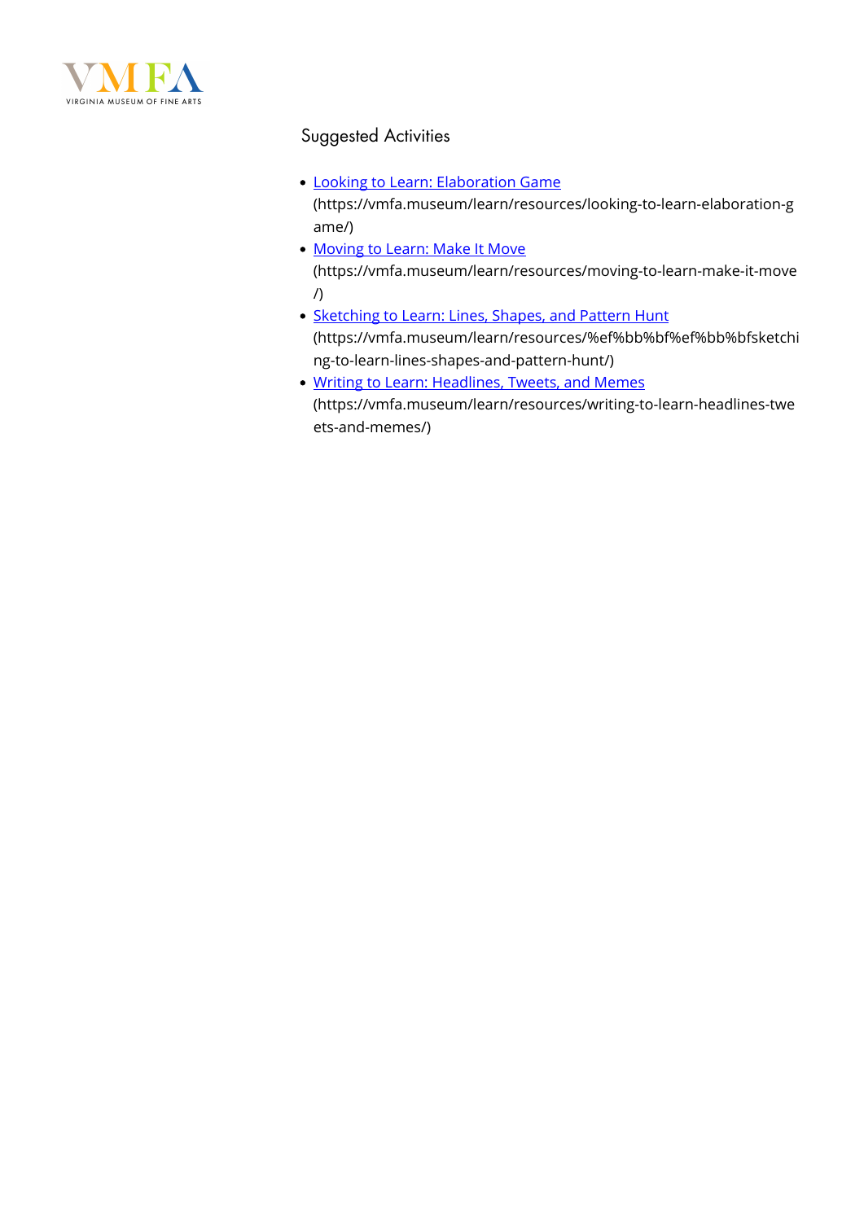## Suggested Activities

- Looking to Learn: Elaboration Game (https://vmfa.museum/learn/resources/looking-to-learn-elaboration-game/)
- Moving to Learn: Make It Move (https://vmfa.museum/learn/resources/moving-to-learn-make-it-move/)
- Sketching to Learn: Lines, Shapes, and Pattern Hunt (https://vmfa.museum/learn/resources/%ef%bb%bf%ef%bb%bfsketching-to-learn-lines-shapes-and-pattern-hunt/)
- Writing to Learn: Headlines, Tweets, and Memes (https://vmfa.museum/learn/resources/writing-to-learn-headlines-tweets-and-memes/)